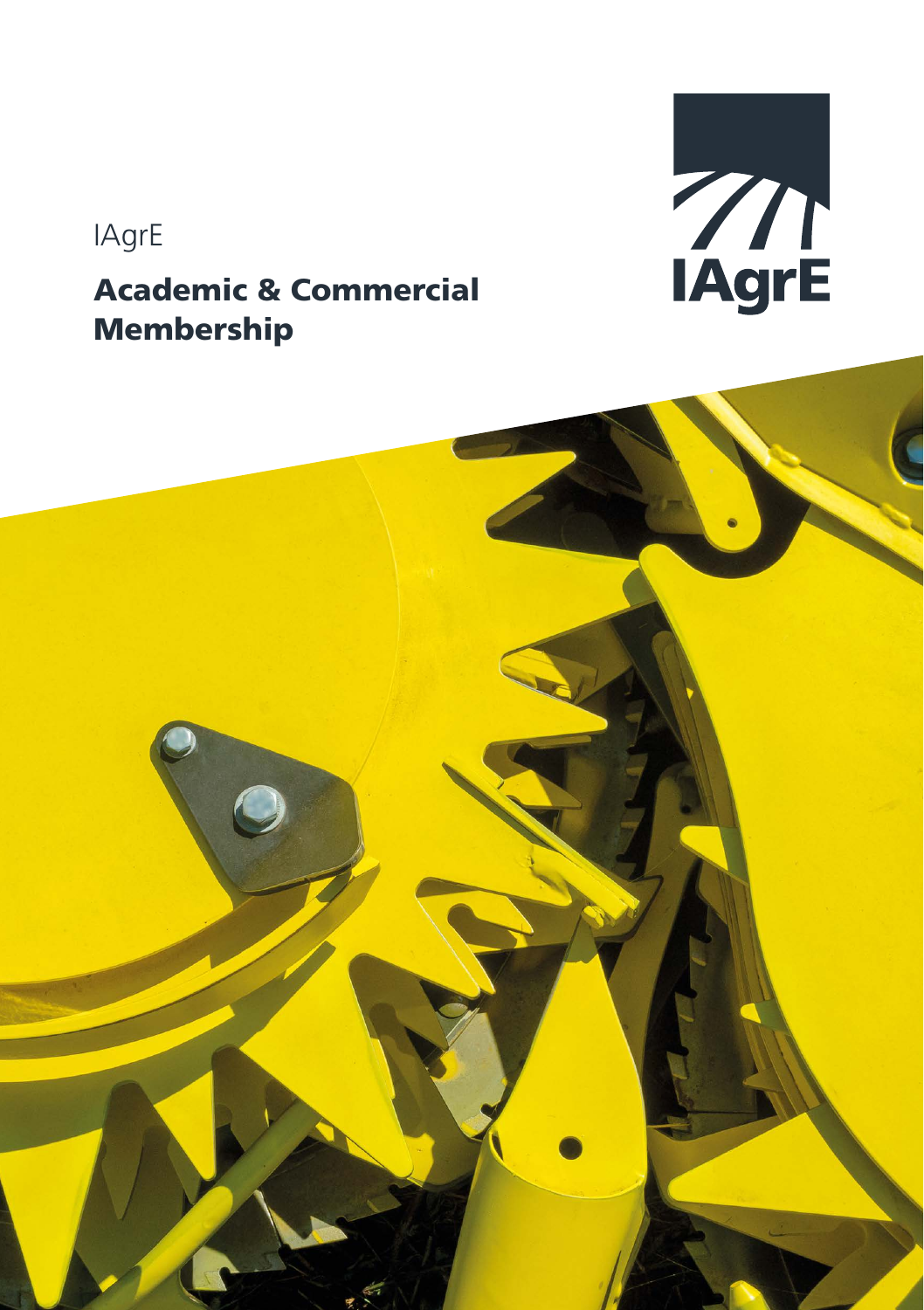IAgrE

# Academic & Commercial Membership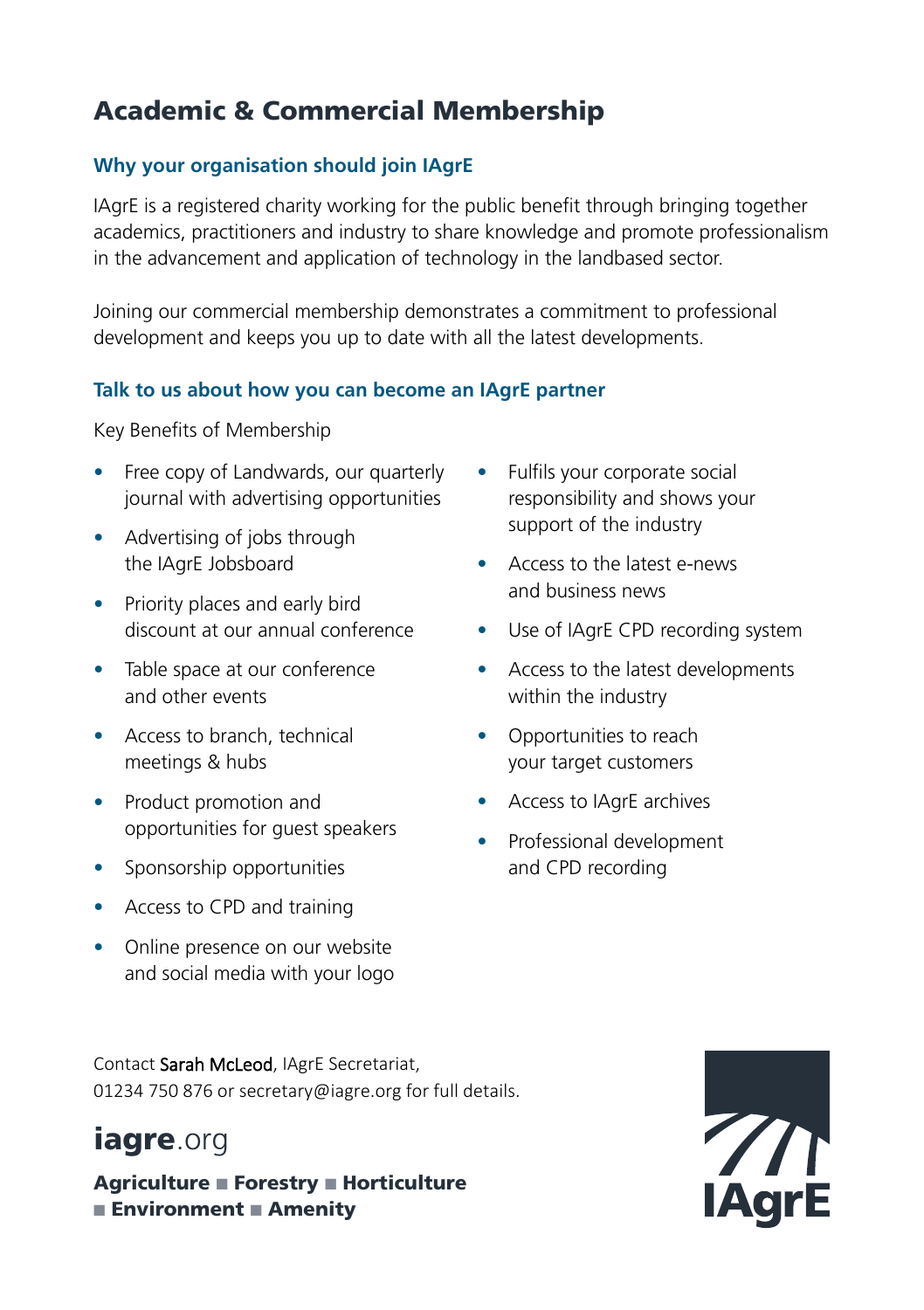# Academic & Commercial Membership

## Why your organisation should join IAgrE

IAgrE is a registered charity working for the public benefit through bringing together academics, practitioners and industry to share knowledge and promote professionalism in the advancement and application of technology in the landbased sector.

Joining our commercial membership demonstrates a commitment to professional development and keeps you up to date with all the latest developments.

## Talk to us about how you can become an IAgrE partner

Key Benefits of Membership

- Free copy of Landwards, our quarterly journal with advertising opportunities
- Advertising of jobs through the IAgrE Jobsboard
- Priority places and early bird discount at our annual conference
- Table space at our conference and other events
- Access to branch, technical meetings & hubs
- Product promotion and opportunities for guest speakers
- Sponsorship opportunities
- Access to CPD and training
- Online presence on our website and social media with your logo
- Fulfils your corporate social responsibility and shows your support of the industry
- Access to the latest e-news and business news
- Use of IAgrE CPD recording system
- Access to the latest developments within the industry
- Opportunities to reach your target customers
- Access to IAgrE archives
- Professional development and CPD recording

Contact Sarah McLeod, IAgrE Secretariat, 01234 750 876 or secretary@iagre.org for full details.

**iagre**.org

**Agriculture ■ Forestry ■ Horticulture ■ Environment ■ Amenity**

IAgrE